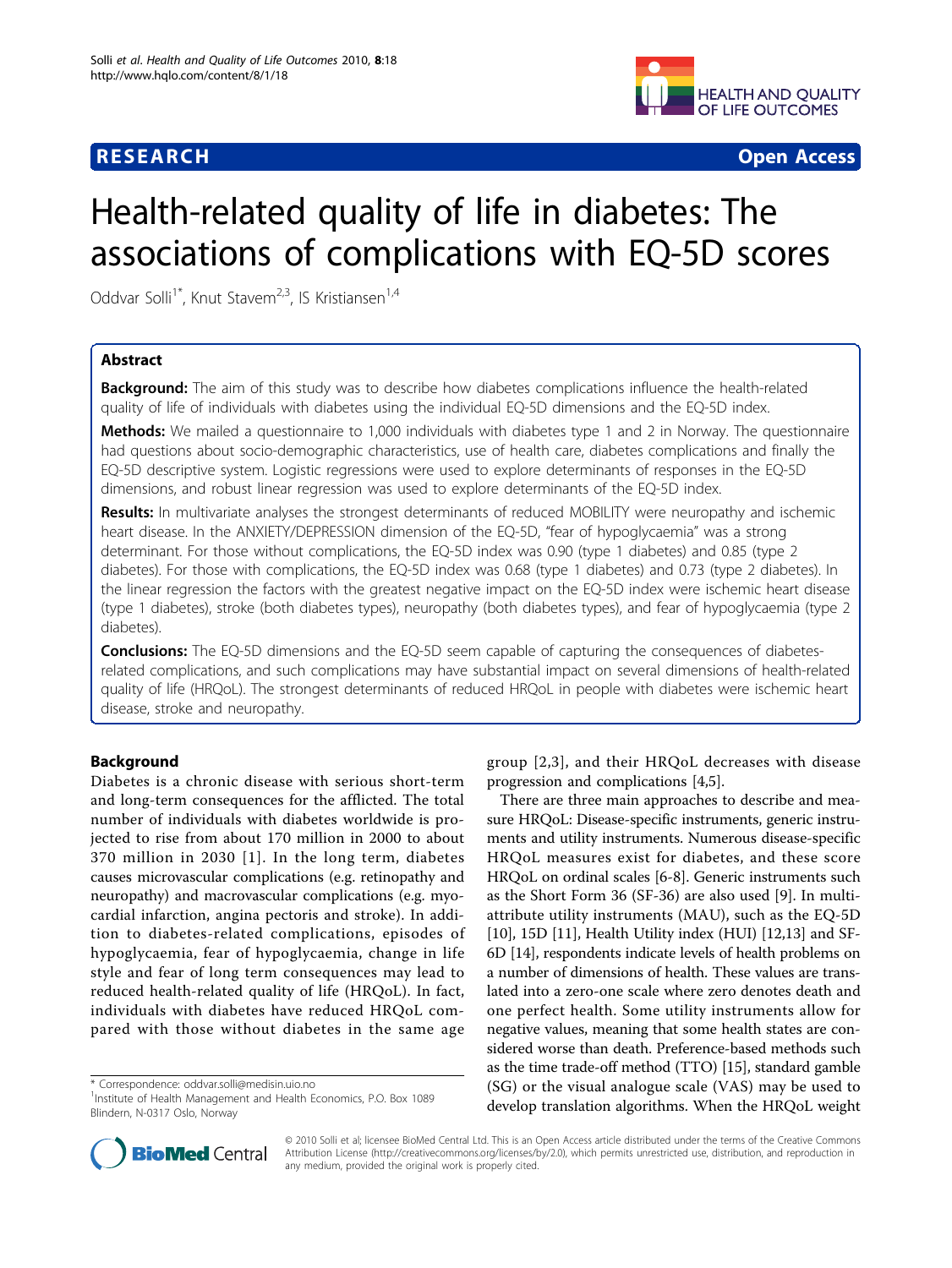RESEARCH Open Access

# Health-related quality of life in diabetes: The associations of complications with EQ-5D scores

Oddvar Solli[1*], Knut Stavem[2,3], IS Kristiansen[1,4]

## Abstract

**Background:** The aim of this study was to describe how diabetes complications influence the health-related quality of life of individuals with diabetes using the individual EQ-5D dimensions and the EQ-5D index.

**Methods:** We mailed a questionnaire to 1,000 individuals with diabetes type 1 and 2 in Norway. The questionnaire had questions about socio-demographic characteristics, use of health care, diabetes complications and finally the EQ-5D descriptive system. Logistic regressions were used to explore determinants of responses in the EQ-5D dimensions, and robust linear regression was used to explore determinants of the EQ-5D index.

**Results:** In multivariate analyses the strongest determinants of reduced MOBILITY were neuropathy and ischemic heart disease. In the ANXIETY/DEPRESSION dimension of the EQ-5D, "fear of hypoglycaemia" was a strong determinant. For those without complications, the EQ-5D index was 0.90 (type 1 diabetes) and 0.85 (type 2 diabetes). For those with complications, the EQ-5D index was 0.68 (type 1 diabetes) and 0.73 (type 2 diabetes). In the linear regression the factors with the greatest negative impact on the EQ-5D index were ischemic heart disease (type 1 diabetes), stroke (both diabetes types), neuropathy (both diabetes types), and fear of hypoglycaemia (type 2 diabetes).

**Conclusions:** The EQ-5D dimensions and the EQ-5D seem capable of capturing the consequences of diabetes-related complications, and such complications may have substantial impact on several dimensions of health-related quality of life (HRQoL). The strongest determinants of reduced HRQoL in people with diabetes were ischemic heart disease, stroke and neuropathy.

## Background

Diabetes is a chronic disease with serious short-term and long-term consequences for the afflicted. The total number of individuals with diabetes worldwide is projected to rise from about 170 million in 2000 to about 370 million in 2030 [1]. In the long term, diabetes causes microvascular complications (e.g. retinopathy and neuropathy) and macrovascular complications (e.g. myocardial infarction, angina pectoris and stroke). In addition to diabetes-related complications, episodes of hypoglycaemia, fear of hypoglycamia, change in life style and fear of long term consequences may lead to reduced health-related quality of life (HRQoL). In fact, individuals with diabetes have reduced HRQoL compared with those without diabetes in the same age group [2,3], and their HRQoL decreases with disease progression and complications [4,5].

There are three main approaches to describe and measure HRQoL: Disease-specific instruments, generic instruments and utility instruments. Numerous disease-specific HRQoL measures exist for diabetes, and these score HRQoL on ordinal scales [6-8]. Generic instruments such as the Short Form 36 (SF-36) are also used [9]. In multi-attribute utility instruments (MAU), such as the EQ-5D [10], 15D [11], Health Utility index (HUI) [12,13] and SF-6D [14], respondents indicate levels of health problems on a number of dimensions of health. These values are translated into a zero-one scale where zero denotes death and one perfect health. Some utility instruments allow for negative values, meaning that some health states are considered worse than death. Preference-based methods such as the time trade-off method (TTO) [15], standard gamble (SG) or the visual analogue scale (VAS) may be used to develop translation algorithms. When the HRQoL weight

\* Correspondence: oddvar.solli@medisin.uio.no
[1]Institute of Health Management and Health Economics, P.O. Box 1089 Blindern, N-0317 Oslo, Norway

© 2010 Solli et al; licensee BioMed Central Ltd. This is an Open Access article distributed under the terms of the Creative Commons Attribution License (http://creativecommons.org/licenses/by/2.0), which permits unrestricted use, distribution, and reproduction in any medium, provided the original work is properly cited.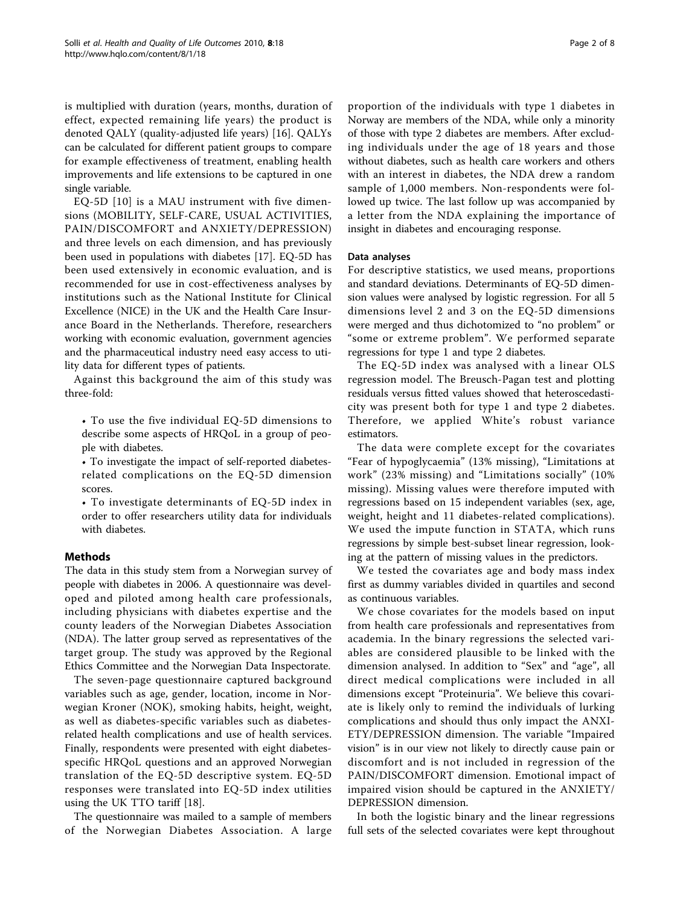is multiplied with duration (years, months, duration of effect, expected remaining life years) the product is denoted QALY (quality-adjusted life years) [16]. QALYs can be calculated for different patient groups to compare for example effectiveness of treatment, enabling health improvements and life extensions to be captured in one single variable.

EQ-5D [10] is a MAU instrument with five dimensions (MOBILITY, SELF-CARE, USUAL ACTIVITIES, PAIN/DISCOMFORT and ANXIETY/DEPRESSION) and three levels on each dimension, and has previously been used in populations with diabetes [17]. EQ-5D has been used extensively in economic evaluation, and is recommended for use in cost-effectiveness analyses by institutions such as the National Institute for Clinical Excellence (NICE) in the UK and the Health Care Insurance Board in the Netherlands. Therefore, researchers working with economic evaluation, government agencies and the pharmaceutical industry need easy access to utility data for different types of patients.

Against this background the aim of this study was three-fold:

- To use the five individual EQ-5D dimensions to describe some aspects of HRQoL in a group of people with diabetes.
- To investigate the impact of self-reported diabetes-related complications on the EQ-5D dimension scores.
- To investigate determinants of EQ-5D index in order to offer researchers utility data for individuals with diabetes.

## Methods

The data in this study stem from a Norwegian survey of people with diabetes in 2006. A questionnaire was developed and piloted among health care professionals, including physicians with diabetes expertise and the county leaders of the Norwegian Diabetes Association (NDA). The latter group served as representatives of the target group. The study was approved by the Regional Ethics Committee and the Norwegian Data Inspectorate.

The seven-page questionnaire captured background variables such as age, gender, location, income in Norwegian Kroner (NOK), smoking habits, height, weight, as well as diabetes-specific variables such as diabetes-related health complications and use of health services. Finally, respondents were presented with eight diabetes-specific HRQoL questions and an approved Norwegian translation of the EQ-5D descriptive system. EQ-5D responses were translated into EQ-5D index utilities using the UK TTO tariff [18].

The questionnaire was mailed to a sample of members of the Norwegian Diabetes Association. A large proportion of the individuals with type 1 diabetes in Norway are members of the NDA, while only a minority of those with type 2 diabetes are members. After excluding individuals under the age of 18 years and those without diabetes, such as health care workers and others with an interest in diabetes, the NDA drew a random sample of 1,000 members. Non-respondents were followed up twice. The last follow up was accompanied by a letter from the NDA explaining the importance of insight in diabetes and encouraging response.

### Data analyses

For descriptive statistics, we used means, proportions and standard deviations. Determinants of EQ-5D dimension values were analysed by logistic regression. For all 5 dimensions level 2 and 3 on the EQ-5D dimensions were merged and thus dichotomized to "no problem" or "some or extreme problem". We performed separate regressions for type 1 and type 2 diabetes.

The EQ-5D index was analysed with a linear OLS regression model. The Breusch-Pagan test and plotting residuals versus fitted values showed that heteroscedasticity was present both for type 1 and type 2 diabetes. Therefore, we applied White's robust variance estimators.

The data were complete except for the covariates "Fear of hypoglycaemia" (13% missing), "Limitations at work" (23% missing) and "Limitations socially" (10% missing). Missing values were therefore imputed with regressions based on 15 independent variables (sex, age, weight, height and 11 diabetes-related complications). We used the impute function in STATA, which runs regressions by simple best-subset linear regression, looking at the pattern of missing values in the predictors.

We tested the covariates age and body mass index first as dummy variables divided in quartiles and second as continuous variables.

We chose covariates for the models based on input from health care professionals and representatives from academia. In the binary regressions the selected variables are considered plausible to be linked with the dimension analysed. In addition to "Sex" and "age", all direct medical complications were included in all dimensions except "Proteinuria". We believe this covariate is likely only to remind the individuals of lurking complications and should thus only impact the ANXIETY/DEPRESSION dimension. The variable "Impaired vision" is in our view not likely to directly cause pain or discomfort and is not included in regression of the PAIN/DISCOMFORT dimension. Emotional impact of impaired vision should be captured in the ANXIETY/DEPRESSION dimension.

In both the logistic binary and the linear regressions full sets of the selected covariates were kept throughout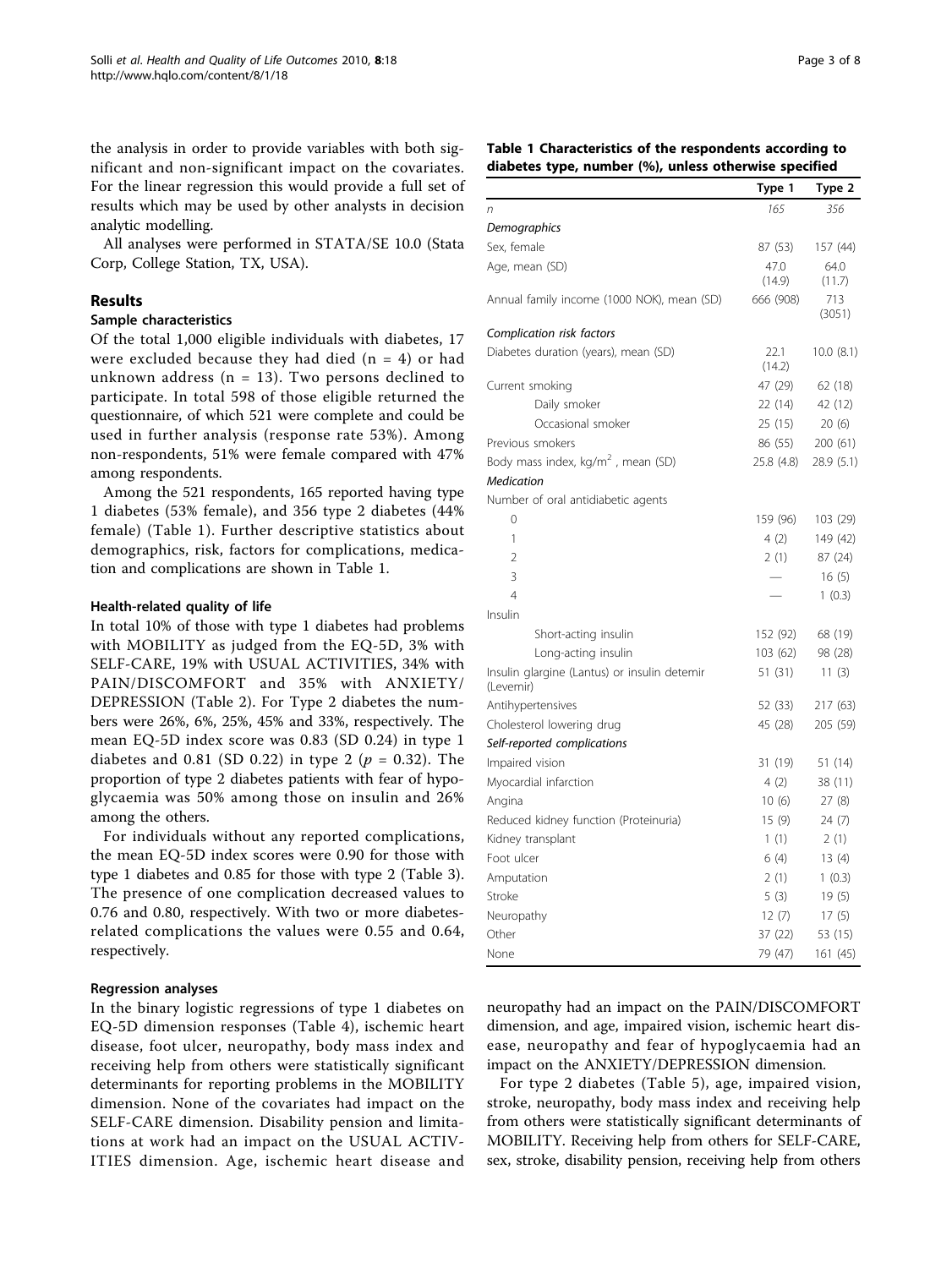the analysis in order to provide variables with both significant and non-significant impact on the covariates. For the linear regression this would provide a full set of results which may be used by other analysts in decision analytic modelling.

All analyses were performed in STATA/SE 10.0 (Stata Corp, College Station, TX, USA).

## Results

### Sample characteristics

Of the total 1,000 eligible individuals with diabetes, 17 were excluded because they had died (n = 4) or had unknown address (n = 13). Two persons declined to participate. In total 598 of those eligible returned the questionnaire, of which 521 were complete and could be used in further analysis (response rate 53%). Among non-respondents, 51% were female compared with 47% among respondents.

Among the 521 respondents, 165 reported having type 1 diabetes (53% female), and 356 type 2 diabetes (44% female) (Table 1). Further descriptive statistics about demographics, risk, factors for complications, medication and complications are shown in Table 1.

#### Health-related quality of life

In total 10% of those with type 1 diabetes had problems with MOBILITY as judged from the EQ-5D, 3% with SELF-CARE, 19% with USUAL ACTIVITIES, 34% with PAIN/DISCOMFORT and 35% with ANXIETY/DEPRESSION (Table 2). For Type 2 diabetes the numbers were 26%, 6%, 25%, 45% and 33%, respectively. The mean EQ-5D index score was 0.83 (SD 0.24) in type 1 diabetes and 0.81 (SD 0.22) in type 2 ($p$ = 0.32). The proportion of type 2 diabetes patients with fear of hypoglycaemia was 50% among those on insulin and 26% among the others.

For individuals without any reported complications, the mean EQ-5D index scores were 0.90 for those with type 1 diabetes and 0.85 for those with type 2 (Table 3). The presence of one complication decreased values to 0.76 and 0.80, respectively. With two or more diabetes-related complications the values were 0.55 and 0.64, respectively.

#### Regression analyses

In the binary logistic regressions of type 1 diabetes on EQ-5D dimension responses (Table 4), ischemic heart disease, foot ulcer, neuropathy, body mass index and receiving help from others were statistically significant determinants for reporting problems in the MOBILITY dimension. None of the covariates had impact on the SELF-CARE dimension. Disability pension and limitations at work had an impact on the USUAL ACTIVITIES dimension. Age, ischemic heart disease and neuropathy had an impact on the PAIN/DISCOMFORT dimension, and age, impaired vision, ischemic heart disease, neuropathy and fear of hypoglycaemia had an impact on the ANXIETY/DEPRESSION dimension.

For type 2 diabetes (Table 5), age, impaired vision, stroke, neuropathy, body mass index and receiving help from others were statistically significant determinants of MOBILITY. Receiving help from others for SELF-CARE, sex, stroke, disability pension, receiving help from others

**Table 1 Characteristics of the respondents according to diabetes type, number (%), unless otherwise specified**

| | Type 1 | Type 2 |
|---|---|---|
| *n* | *165* | *356* |
| *Demographics* | | |
| Sex, female | 87 (53) | 157 (44) |
| Age, mean (SD) | 47.0 (14.9) | 64.0 (11.7) |
| Annual family income (1000 NOK), mean (SD) | 666 (908) | 713 (3051) |
| *Complication risk factors* | | |
| Diabetes duration (years), mean (SD) | 22.1 (14.2) | 10.0 (8.1) |
| Current smoking | 47 (29) | 62 (18) |
| Daily smoker | 22 (14) | 42 (12) |
| Occasional smoker | 25 (15) | 20 (6) |
| Previous smokers | 86 (55) | 200 (61) |
| Body mass index, kg/m$^2$ , mean (SD) | 25.8 (4.8) | 28.9 (5.1) |
| *Medication* | | |
| Number of oral antidiabetic agents | | |
| 0 | 159 (96) | 103 (29) |
| 1 | 4 (2) | 149 (42) |
| 2 | 2 (1) | 87 (24) |
| 3 | — | 16 (5) |
| 4 | — | 1 (0.3) |
| Insulin | | |
| Short-acting insulin | 152 (92) | 68 (19) |
| Long-acting insulin | 103 (62) | 98 (28) |
| Insulin glargine (Lantus) or insulin detemir (Levemir) | 51 (31) | 11 (3) |
| Antihypertensives | 52 (33) | 217 (63) |
| Cholesterol lowering drug | 45 (28) | 205 (59) |
| *Self-reported complications* | | |
| Impaired vision | 31 (19) | 51 (14) |
| Myocardial infarction | 4 (2) | 38 (11) |
| Angina | 10 (6) | 27 (8) |
| Reduced kidney function (Proteinuria) | 15 (9) | 24 (7) |
| Kidney transplant | 1 (1) | 2 (1) |
| Foot ulcer | 6 (4) | 13 (4) |
| Amputation | 2 (1) | 1 (0.3) |
| Stroke | 5 (3) | 19 (5) |
| Neuropathy | 12 (7) | 17 (5) |
| Other | 37 (22) | 53 (15) |
| None | 79 (47) | 161 (45) |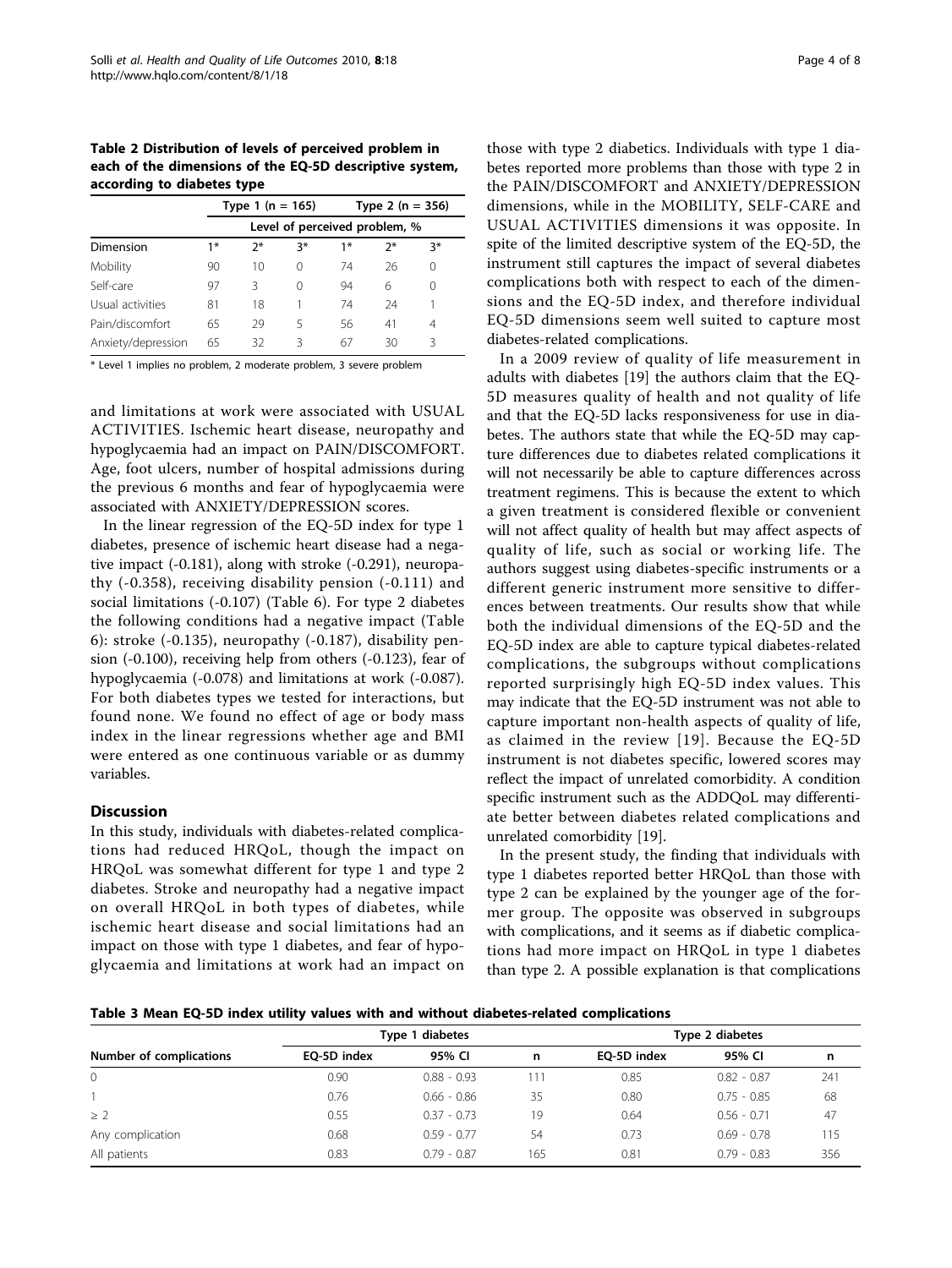**Table 2 Distribution of levels of perceived problem in each of the dimensions of the EQ-5D descriptive system, according to diabetes type**

| | Type 1 (n = 165) | | | Type 2 (n = 356) | | |
|---|---|---|---|---|---|---|
| | Level of perceived problem, % | | | | | |
| Dimension | 1* | 2* | 3* | 1* | 2* | 3* |
| Mobility | 90 | 10 | 0 | 74 | 26 | 0 |
| Self-care | 97 | 3 | 0 | 94 | 6 | 0 |
| Usual activities | 81 | 18 | 1 | 74 | 24 | 1 |
| Pain/discomfort | 65 | 29 | 5 | 56 | 41 | 4 |
| Anxiety/depression | 65 | 32 | 3 | 67 | 30 | 3 |

\* Level 1 implies no problem, 2 moderate problem, 3 severe problem

and limitations at work were associated with USUAL ACTIVITIES. Ischemic heart disease, neuropathy and hypoglycaemia had an impact on PAIN/DISCOMFORT. Age, foot ulcers, number of hospital admissions during the previous 6 months and fear of hypoglycaemia were associated with ANXIETY/DEPRESSION scores.

In the linear regression of the EQ-5D index for type 1 diabetes, presence of ischemic heart disease had a negative impact (-0.181), along with stroke (-0.291), neuropathy (-0.358), receiving disability pension (-0.111) and social limitations (-0.107) (Table 6). For type 2 diabetes the following conditions had a negative impact (Table 6): stroke (-0.135), neuropathy (-0.187), disability pension (-0.100), receiving help from others (-0.123), fear of hypoglycaemia (-0.078) and limitations at work (-0.087). For both diabetes types we tested for interactions, but found none. We found no effect of age or body mass index in the linear regressions whether age and BMI were entered as one continuous variable or as dummy variables.

## Discussion

In this study, individuals with diabetes-related complications had reduced HRQoL, though the impact on HRQoL was somewhat different for type 1 and type 2 diabetes. Stroke and neuropathy had a negative impact on overall HRQoL in both types of diabetes, while ischemic heart disease and social limitations had an impact on those with type 1 diabetes, and fear of hypoglycaemia and limitations at work had an impact on those with type 2 diabetics. Individuals with type 1 diabetes reported more problems than those with type 2 in the PAIN/DISCOMFORT and ANXIETY/DEPRESSION dimensions, while in the MOBILITY, SELF-CARE and USUAL ACTIVITIES dimensions it was opposite. In spite of the limited descriptive system of the EQ-5D, the instrument still captures the impact of several diabetes complications both with respect to each of the dimensions and the EQ-5D index, and therefore individual EQ-5D dimensions seem well suited to capture most diabetes-related complications.

In a 2009 review of quality of life measurement in adults with diabetes [19] the authors claim that the EQ-5D measures quality of health and not quality of life and that the EQ-5D lacks responsiveness for use in diabetes. The authors state that while the EQ-5D may capture differences due to diabetes related complications it will not necessarily be able to capture differences across treatment regimens. This is because the extent to which a given treatment is considered flexible or convenient will not affect quality of health but may affect aspects of quality of life, such as social or working life. The authors suggest using diabetes-specific instruments or a different generic instrument more sensitive to differences between treatments. Our results show that while both the individual dimensions of the EQ-5D and the EQ-5D index are able to capture typical diabetes-related complications, the subgroups without complications reported surprisingly high EQ-5D index values. This may indicate that the EQ-5D instrument was not able to capture important non-health aspects of quality of life, as claimed in the review [19]. Because the EQ-5D instrument is not diabetes specific, lowered scores may reflect the impact of unrelated comorbidity. A condition specific instrument such as the ADDQoL may differentiate better between diabetes related complications and unrelated comorbidity [19].

In the present study, the finding that individuals with type 1 diabetes reported better HRQoL than those with type 2 can be explained by the younger age of the former group. The opposite was observed in subgroups with complications, and it seems as if diabetic complications had more impact on HRQoL in type 1 diabetes than type 2. A possible explanation is that complications

**Table 3 Mean EQ-5D index utility values with and without diabetes-related complications**

| | Type 1 diabetes | | | Type 2 diabetes | | |
|---|---|---|---|---|---|---|
| Number of complications | EQ-5D index | 95% CI | n | EQ-5D index | 95% CI | n |
| 0 | 0.90 | 0.88 - 0.93 | 111 | 0.85 | 0.82 - 0.87 | 241 |
| 1 | 0.76 | 0.66 - 0.86 | 35 | 0.80 | 0.75 - 0.85 | 68 |
| ≥ 2 | 0.55 | 0.37 - 0.73 | 19 | 0.64 | 0.56 - 0.71 | 47 |
| Any complication | 0.68 | 0.59 - 0.77 | 54 | 0.73 | 0.69 - 0.78 | 115 |
| All patients | 0.83 | 0.79 - 0.87 | 165 | 0.81 | 0.79 - 0.83 | 356 |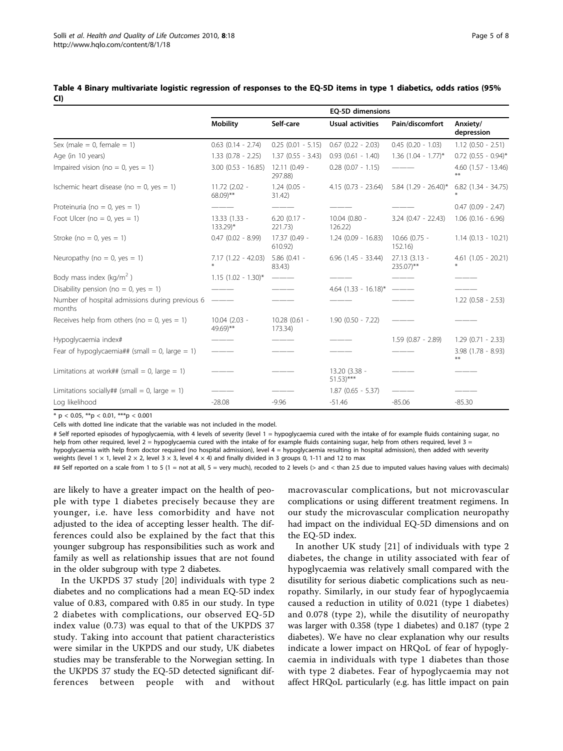**Table 4 Binary multivariate logistic regression of responses to the EQ-5D items in type 1 diabetics, odds ratios (95% CI)**

| | EQ-5D dimensions | | | | |
|---|---|---|---|---|---|
| | Mobility | Self-care | Usual activities | Pain/discomfort | Anxiety/ depression |
| Sex (male = 0, female = 1) | 0.63 (0.14 - 2.74) | 0.25 (0.01 - 5.15) | 0.67 (0.22 - 2.03) | 0.45 (0.20 - 1.03) | 1.12 (0.50 - 2.51) |
| Age (in 10 years) | 1.33 (0.78 - 2.25) | 1.37 (0.55 - 3.43) | 0.93 (0.61 - 1.40) | 1.36 (1.04 - 1.77)* | 0.72 (0.55 - 0.94)* |
| Impaired vision (no = 0, yes = 1) | 3.00 (0.53 - 16.85) | 12.11 (0.49 - 297.88) | 0.28 (0.07 - 1.15) | ——— | 4.60 (1.57 - 13.46)** |
| Ischemic heart disease (no = 0, yes = 1) | 11.72 (2.02 - 68.09)** | 1.24 (0.05 - 31.42) | 4.15 (0.73 - 23.64) | 5.84 (1.29 - 26.40)* | 6.82 (1.34 - 34.75)* |
| Proteinuria (no = 0, yes = 1) | ——— | ——— | ——— | ——— | 0.47 (0.09 - 2.47) |
| Foot Ulcer (no = 0, yes = 1) | 13.33 (1.33 - 133.29)* | 6.20 (0.17 - 221.73) | 10.04 (0.80 - 126.22) | 3.24 (0.47 - 22.43) | 1.06 (0.16 - 6.96) |
| Stroke (no = 0, yes = 1) | 0.47 (0.02 - 8.99) | 17.37 (0.49 - 610.92) | 1.24 (0.09 - 16.83) | 10.66 (0.75 - 152.16) | 1.14 (0.13 - 10.21) |
| Neuropathy (no = 0, yes = 1) | 7.17 (1.22 - 42.03)* | 5.86 (0.41 - 83.43) | 6.96 (1.45 - 33.44) | 27.13 (3.13 - 235.07)** | 4.61 (1.05 - 20.21)* |
| Body mass index (kg/m$^2$) | 1.15 (1.02 - 1.30)* | ——— | ——— | ——— | ——— |
| Disability pension (no = 0, yes = 1) | ——— | ——— | 4.64 (1.33 - 16.18)* | ——— | ——— |
| Number of hospital admissions during previous 6 months | ——— | ——— | ——— | ——— | 1.22 (0.58 - 2.53) |
| Receives help from others (no = 0, yes = 1) | 10.04 (2.03 - 49.69)** | 10.28 (0.61 - 173.34) | 1.90 (0.50 - 7.22) | ——— | ——— |
| Hypoglycaemia index# | ——— | ——— | ——— | 1.59 (0.87 - 2.89) | 1.29 (0.71 - 2.33) |
| Fear of hypoglycaemia## (small = 0, large = 1) | ——— | ——— | ——— | ——— | 3.98 (1.78 - 8.93)** |
| Limitations at work## (small = 0, large = 1) | ——— | ——— | 13.20 (3.38 - 51.53)*** | ——— | ——— |
| Limitations socially## (small = 0, large = 1) | ——— | ——— | 1.87 (0.65 - 5.37) | ——— | ——— |
| Log likelihood | -28.08 | -9.96 | -51.46 | -85.06 | -85.30 |

* $p < 0.05$, ** $p < 0.01$, *** $p < 0.001$

Cells with dotted line indicate that the variable was not included in the model.

# Self reported episodes of hypoglycaemia, with 4 levels of severity (level 1 = hypoglycaemia cured with the intake of for example fluids containing sugar, no help from other required, level 2 = hypoglycaemia cured with the intake of for example fluids containing sugar, help from others required, level 3 = hypoglycaemia with help from doctor required (no hospital admission), level 4 = hypoglycaemia resulting in hospital admission), then added with severity weights (level 1 × 1, level 2 × 2, level 3 × 3, level 4 × 4) and finally divided in 3 groups 0, 1-11 and 12 to max

## Self reported on a scale from 1 to 5 (1 = not at all, 5 = very much), recoded to 2 levels (> and < than 2.5 due to imputed values having values with decimals)

are likely to have a greater impact on the health of people with type 1 diabetes precisely because they are younger, i.e. have less comorbidity and have not adjusted to the idea of accepting lesser health. The differences could also be explained by the fact that this younger subgroup has responsibilities such as work and family as well as relationship issues that are not found in the older subgroup with type 2 diabetes.

In the UKPDS 37 study [20] individuals with type 2 diabetes and no complications had a mean EQ-5D index value of 0.83, compared with 0.85 in our study. In type 2 diabetes with complications, our observed EQ-5D index value (0.73) was equal to that of the UKPDS 37 study. Taking into account that patient characteristics were similar in the UKPDS and our study, UK diabetes studies may be transferable to the Norwegian setting. In the UKPDS 37 study the EQ-5D detected significant differences between people with and without macrovascular complications, but not microvascular complications or using different treatment regimens. In our study the microvascular complication neuropathy had impact on the individual EQ-5D dimensions and on the EQ-5D index.

In another UK study [21] of individuals with type 2 diabetes, the change in utility associated with fear of hypoglycaemia was relatively small compared with the disutility for serious diabetic complications such as neuropathy. Similarly, in our study fear of hypoglycaemia caused a reduction in utility of 0.021 (type 1 diabetes) and 0.078 (type 2), while the disutility of neuropathy was larger with 0.358 (type 1 diabetes) and 0.187 (type 2 diabetes). We have no clear explanation why our results indicate a lower impact on HRQoL of fear of hypoglycaemia in individuals with type 1 diabetes than those with type 2 diabetes. Fear of hypoglycaemia may not affect HRQoL particularly (e.g. has little impact on pain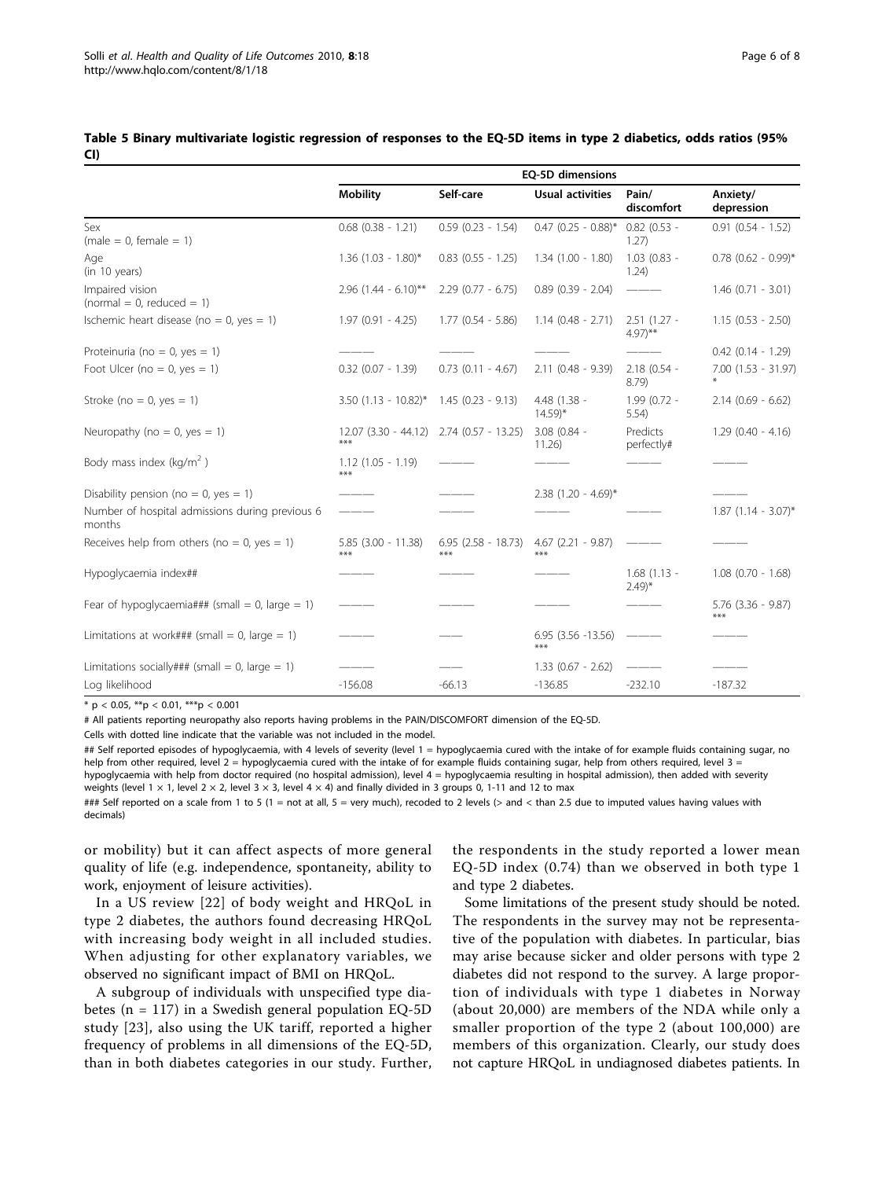**Table 5 Binary multivariate logistic regression of responses to the EQ-5D items in type 2 diabetics, odds ratios (95% CI)**

| | EQ-5D dimensions | | | | |
|---|---|---|---|---|---|
| | Mobility | Self-care | Usual activities | Pain/ discomfort | Anxiety/ depression |
| Sex (male = 0, female = 1) | 0.68 (0.38 - 1.21) | 0.59 (0.23 - 1.54) | 0.47 (0.25 - 0.88)* | 0.82 (0.53 - 1.27) | 0.91 (0.54 - 1.52) |
| Age (in 10 years) | 1.36 (1.03 - 1.80)* | 0.83 (0.55 - 1.25) | 1.34 (1.00 - 1.80) | 1.03 (0.83 - 1.24) | 0.78 (0.62 - 0.99)* |
| Impaired vision (normal = 0, reduced = 1) | 2.96 (1.44 - 6.10)** | 2.29 (0.77 - 6.75) | 0.89 (0.39 - 2.04) | ——— | 1.46 (0.71 - 3.01) |
| Ischemic heart disease (no = 0, yes = 1) | 1.97 (0.91 - 4.25) | 1.77 (0.54 - 5.86) | 1.14 (0.48 - 2.71) | 2.51 (1.27 - 4.97)** | 1.15 (0.53 - 2.50) |
| Proteinuria (no = 0, yes = 1) | ——— | ——— | ——— | ——— | 0.42 (0.14 - 1.29) |
| Foot Ulcer (no = 0, yes = 1) | 0.32 (0.07 - 1.39) | 0.73 (0.11 - 4.67) | 2.11 (0.48 - 9.39) | 2.18 (0.54 - 8.79) | 7.00 (1.53 - 31.97)* |
| Stroke (no = 0, yes = 1) | 3.50 (1.13 - 10.82)* | 1.45 (0.23 - 9.13) | 4.48 (1.38 - 14.59)* | 1.99 (0.72 - 5.54) | 2.14 (0.69 - 6.62) |
| Neuropathy (no = 0, yes = 1) | 12.07 (3.30 - 44.12)*** | 2.74 (0.57 - 13.25) | 3.08 (0.84 - 11.26) | Predicts perfectly# | 1.29 (0.40 - 4.16) |
| Body mass index (kg/m$^2$) | 1.12 (1.05 - 1.19)*** | ——— | ——— | ——— | ——— |
| Disability pension (no = 0, yes = 1) | ——— | ——— | 2.38 (1.20 - 4.69)* | | ——— |
| Number of hospital admissions during previous 6 months | ——— | ——— | ——— | ——— | 1.87 (1.14 - 3.07)* |
| Receives help from others (no = 0, yes = 1) | 5.85 (3.00 - 11.38)*** | 6.95 (2.58 - 18.73)*** | 4.67 (2.21 - 9.87)*** | ——— | ——— |
| Hypoglycaemia index## | ——— | ——— | ——— | 1.68 (1.13 - 2.49)* | 1.08 (0.70 - 1.68) |
| Fear of hypoglycaemia### (small = 0, large = 1) | ——— | ——— | ——— | ——— | 5.76 (3.36 - 9.87)*** |
| Limitations at work### (small = 0, large = 1) | ——— | ——— | 6.95 (3.56 -13.56)*** | ——— | ——— |
| Limitations socially### (small = 0, large = 1) | ——— | ——— | 1.33 (0.67 - 2.62) | ——— | ——— |
| Log likelihood | -156.08 | -66.13 | -136.85 | -232.10 | -187.32 |

* $p < 0.05$, ** $p < 0.01$, *** $p < 0.001$

# All patients reporting neuropathy also reports having problems in the PAIN/DISCOMFORT dimension of the EQ-5D.

Cells with dotted line indicate that the variable was not included in the model.

## Self reported episodes of hypoglycaemia, with 4 levels of severity (level 1 = hypoglycaemia cured with the intake of for example fluids containing sugar, no help from other required, level 2 = hypoglycaemia cured with the intake of for example fluids containing sugar, help from others required, level 3 = hypoglycaemia with help from doctor required (no hospital admission), level 4 = hypoglycaemia resulting in hospital admission), then added with severity weights (level 1 × 1, level 2 × 2, level 3 × 3, level 4 × 4) and finally divided in 3 groups 0, 1-11 and 12 to max

### Self reported on a scale from 1 to 5 (1 = not at all, 5 = very much), recoded to 2 levels (> and < than 2.5 due to imputed values having values with decimals)

or mobility) but it can affect aspects of more general quality of life (e.g. independence, spontaneity, ability to work, enjoyment of leisure activities).

In a US review [22] of body weight and HRQoL in type 2 diabetes, the authors found decreasing HRQoL with increasing body weight in all included studies. When adjusting for other explanatory variables, we observed no significant impact of BMI on HRQoL.

A subgroup of individuals with unspecified type diabetes (n = 117) in a Swedish general population EQ-5D study [23], also using the UK tariff, reported a higher frequency of problems in all dimensions of the EQ-5D, than in both diabetes categories in our study. Further, the respondents in the study reported a lower mean EQ-5D index (0.74) than we observed in both type 1 and type 2 diabetes.

Some limitations of the present study should be noted. The respondents in the survey may not be representative of the population with diabetes. In particular, bias may arise because sicker and older persons with type 2 diabetes did not respond to the survey. A large proportion of individuals with type 1 diabetes in Norway (about 20,000) are members of the NDA while only a smaller proportion of the type 2 (about 100,000) are members of this organization. Clearly, our study does not capture HRQoL in undiagnosed diabetes patients. In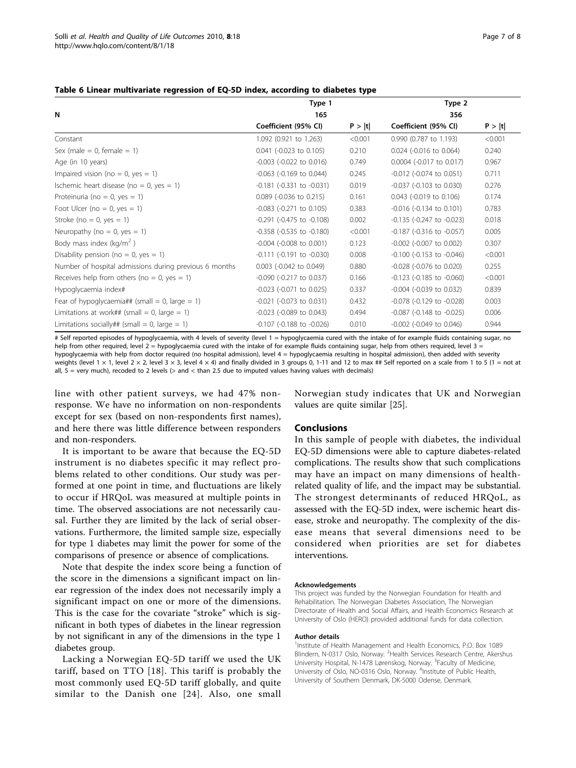**Table 6 Linear multivariate regression of EQ-5D index, according to diabetes type**

| | Type 1 | | Type 2 | |
|---|---|---|---|---|
| N | 165 | | 356 | |
| | Coefficient (95% CI) | P > \|t\| | Coefficient (95% CI) | P > \|t\| |
| Constant | 1.092 (0.921 to 1.263) | <0.001 | 0.990 (0.787 to 1.193) | <0.001 |
| Sex (male = 0, female = 1) | 0.041 (-0.023 to 0.105) | 0.210 | 0.024 (-0.016 to 0.064) | 0.240 |
| Age (in 10 years) | -0.003 (-0.022 to 0.016) | 0.749 | 0.0004 (-0.017 to 0.017) | 0.967 |
| Impaired vision (no = 0, yes = 1) | -0.063 (-0.169 to 0.044) | 0.245 | -0.012 (-0.074 to 0.051) | 0.711 |
| Ischemic heart disease (no = 0, yes = 1) | -0.181 (-0.331 to -0.031) | 0.019 | -0.037 (-0.103 to 0.030) | 0.276 |
| Proteinuria (no = 0, yes = 1) | 0.089 (-0.036 to 0.215) | 0.161 | 0.043 (-0.019 to 0.106) | 0.174 |
| Foot Ulcer (no = 0, yes = 1) | -0.083 (-0.271 to 0.105) | 0.383 | -0.016 (-0.134 to 0.101) | 0.783 |
| Stroke (no = 0, yes = 1) | -0.291 (-0.475 to -0.108) | 0.002 | -0.135 (-0.247 to -0.023) | 0.018 |
| Neuropathy (no = 0, yes = 1) | -0.358 (-0.535 to -0.180) | <0.001 | -0.187 (-0.316 to -0.057) | 0.005 |
| Body mass index (kg/m$^2$) | -0.004 (-0.008 to 0.001) | 0.123 | -0.002 (-0.007 to 0.002) | 0.307 |
| Disability pension (no = 0, yes = 1) | -0.111 (-0.191 to -0.030) | 0.008 | -0.100 (-0.153 to -0.046) | <0.001 |
| Number of hospital admissions during previous 6 months | 0.003 (-0.042 to 0.049) | 0.880 | -0.028 (-0.076 to 0.020) | 0.255 |
| Receives help from others (no = 0, yes = 1) | -0.090 (-0.217 to 0.037) | 0.166 | -0.123 (-0.185 to -0.060) | <0.001 |
| Hypoglycaemia index# | -0.023 (-0.071 to 0.025) | 0.337 | -0.004 (-0.039 to 0.032) | 0.839 |
| Fear of hypoglycaemia## (small = 0, large = 1) | -0.021 (-0.073 to 0.031) | 0.432 | -0.078 (-0.129 to -0.028) | 0.003 |
| Limitations at work## (small = 0, large = 1) | -0.023 (-0.089 to 0.043) | 0.494 | -0.087 (-0.148 to -0.025) | 0.006 |
| Limitations socially## (small = 0, large = 1) | -0.107 (-0.188 to -0.026) | 0.010 | -0.002 (-0.049 to 0.046) | 0.944 |

# Self reported episodes of hypoglycaemia, with 4 levels of severity (level 1 = hypoglycaemia cured with the intake of for example fluids containing sugar, no help from other required, level 2 = hypoglycaemia cured with the intake of for example fluids containing sugar, help from others required, level 3 = hypoglycaemia with help from doctor required (no hospital admission), level 4 = hypoglycaemia resulting in hospital admission), then added with severity weights (level 1 × 1, level 2 × 2, level 3 × 3, level 4 × 4) and finally divided in 3 groups 0, 1-11 and 12 to max ## Self reported on a scale from 1 to 5 (1 = not at all, 5 = very much), recoded to 2 levels (> and < than 2.5 due to imputed values having values with decimals)

line with other patient surveys, we had 47% non-response. We have no information on non-respondents except for sex (based on non-respondents first names), and here there was little difference between responders and non-responders.

It is important to be aware that because the EQ-5D instrument is no diabetes specific it may reflect problems related to other conditions. Our study was performed at one point in time, and fluctuations are likely to occur if HRQoL was measured at multiple points in time. The observed associations are not necessarily causal. Further they are limited by the lack of serial observations. Furthermore, the limited sample size, especially for type 1 diabetes may limit the power for some of the comparisons of presence or absence of complications.

Note that despite the index score being a function of the score in the dimensions a significant impact on linear regression of the index does not necessarily imply a significant impact on one or more of the dimensions. This is the case for the covariate "stroke" which is significant in both types of diabetes in the linear regression by not significant in any of the dimensions in the type 1 diabetes group.

Lacking a Norwegian EQ-5D tariff we used the UK tariff, based on TTO [18]. This tariff is probably the most commonly used EQ-5D tariff globally, and quite similar to the Danish one [24]. Also, one small Norwegian study indicates that UK and Norwegian values are quite similar [25].

## Conclusions

In this sample of people with diabetes, the individual EQ-5D dimensions were able to capture diabetes-related complications. The results show that such complications may have an impact on many dimensions of health-related quality of life, and the impact may be substantial. The strongest determinants of reduced HRQoL, as assessed with the EQ-5D index, were ischemic heart disease, stroke and neuropathy. The complexity of the disease means that several dimensions need to be considered when priorities are set for diabetes interventions.

#### Acknowledgements

This project was funded by the Norwegian Foundation for Health and Rehabilitation. The Norwegian Diabetes Association, The Norwegian Directorate of Health and Social Affairs, and Health Economics Research at University of Oslo (HERO) provided additional funds for data collection.

#### Author details

[1]Institute of Health Management and Health Economics, P.O. Box 1089 Blindern, N-0317 Oslo, Norway. [2]Health Services Research Centre, Akershus University Hospital, N-1478 Lørenskog, Norway. [3]Faculty of Medicine, University of Oslo, NO-0316 Oslo, Norway. [4]Institute of Public Health, University of Southern Denmark, DK-5000 Odense, Denmark.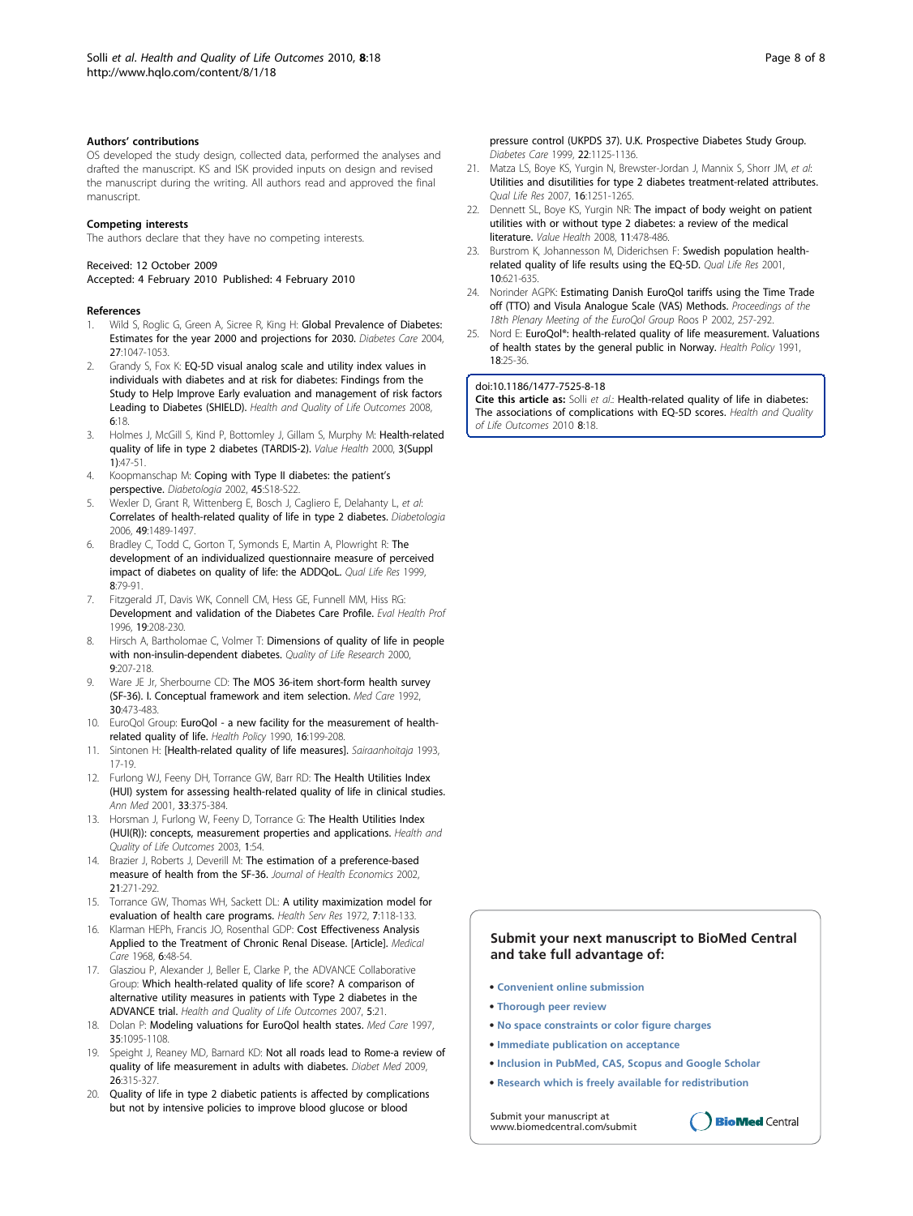#### Authors' contributions

OS developed the study design, collected data, performed the analyses and drafted the manuscript. KS and ISK provided inputs on design and revised the manuscript during the writing. All authors read and approved the final manuscript.

#### Competing interests

The authors declare that they have no competing interests.

Received: 12 October 2009
Accepted: 4 February 2010 Published: 4 February 2010

#### References

1. Wild S, Roglic G, Green A, Sicree R, King H: **Global Prevalence of Diabetes: Estimates for the year 2000 and projections for 2030.** *Diabetes Care* 2004, **27**:1047-1053.
2. Grandy S, Fox K: **EQ-5D visual analog scale and utility index values in individuals with diabetes and at risk for diabetes: Findings from the Study to Help Improve Early evaluation and management of risk factors Leading to Diabetes (SHIELD).** *Health and Quality of Life Outcomes* 2008, **6**:18.
3. Holmes J, McGill S, Kind P, Bottomley J, Gillam S, Murphy M: **Health-related quality of life in type 2 diabetes (TARDIS-2).** *Value Health* 2000, **3(Suppl 1)**:47-51.
4. Koopmanschap M: **Coping with Type II diabetes: the patient's perspective.** *Diabetologia* 2002, **45**:S18-S22.
5. Wexler D, Grant R, Wittenberg E, Bosch J, Cagliero E, Delahanty L, *et al*: **Correlates of health-related quality of life in type 2 diabetes.** *Diabetologia* 2006, **49**:1489-1497.
6. Bradley C, Todd C, Gorton T, Symonds E, Martin A, Plowright R: **The development of an individualized questionnaire measure of perceived impact of diabetes on quality of life: the ADDQoL.** *Qual Life Res* 1999, **8**:79-91.
7. Fitzgerald JT, Davis WK, Connell CM, Hess GE, Funnell MM, Hiss RG: **Development and validation of the Diabetes Care Profile.** *Eval Health Prof* 1996, **19**:208-230.
8. Hirsch A, Bartholomae C, Volmer T: **Dimensions of quality of life in people with non-insulin-dependent diabetes.** *Quality of Life Research* 2000, **9**:207-218.
9. Ware JE Jr, Sherbourne CD: **The MOS 36-item short-form health survey (SF-36). I. Conceptual framework and item selection.** *Med Care* 1992, **30**:473-483.
10. EuroQol Group: **EuroQol - a new facility for the measurement of health-related quality of life.** *Health Policy* 1990, **16**:199-208.
11. Sintonen H: **[Health-related quality of life measures].** *Sairaanhoitaja* 1993, 17-19.
12. Furlong WJ, Feeny DH, Torrance GW, Barr RD: **The Health Utilities Index (HUI) system for assessing health-related quality of life in clinical studies.** *Ann Med* 2001, **33**:375-384.
13. Horsman J, Furlong W, Feeny D, Torrance G: **The Health Utilities Index (HUI(R)): concepts, measurement properties and applications.** *Health and Quality of Life Outcomes* 2003, **1**:54.
14. Brazier J, Roberts J, Deverill M: **The estimation of a preference-based measure of health from the SF-36.** *Journal of Health Economics* 2002, **21**:271-292.
15. Torrance GW, Thomas WH, Sackett DL: **A utility maximization model for evaluation of health care programs.** *Health Serv Res* 1972, **7**:118-133.
16. Klarman HEPh, Francis JO, Rosenthal GDP: **Cost Effectiveness Analysis Applied to the Treatment of Chronic Renal Disease. [Article].** *Medical Care* 1968, **6**:48-54.
17. Glasziou P, Alexander J, Beller E, Clarke P, the ADVANCE Collaborative Group: **Which health-related quality of life score? A comparison of alternative utility measures in patients with Type 2 diabetes in the ADVANCE trial.** *Health and Quality of Life Outcomes* 2007, **5**:21.
18. Dolan P: **Modeling valuations for EuroQol health states.** *Med Care* 1997, **35**:1095-1108.
19. Speight J, Reaney MD, Barnard KD: **Not all roads lead to Rome-a review of quality of life measurement in adults with diabetes.** *Diabet Med* 2009, **26**:315-327.
20. **Quality of life in type 2 diabetic patients is affected by complications but not by intensive policies to improve blood glucose or blood pressure control (UKPDS 37). U.K. Prospective Diabetes Study Group.** *Diabetes Care* 1999, **22**:1125-1136.
21. Matza LS, Boye KS, Yurgin N, Brewster-Jordan J, Mannix S, Shorr JM, *et al*: **Utilities and disutilities for type 2 diabetes treatment-related attributes.** *Qual Life Res* 2007, **16**:1251-1265.
22. Dennett SL, Boye KS, Yurgin NR: **The impact of body weight on patient utilities with or without type 2 diabetes: a review of the medical literature.** *Value Health* 2008, **11**:478-486.
23. Burstrom K, Johannesson M, Diderichsen F: **Swedish population health-related quality of life results using the EQ-5D.** *Qual Life Res* 2001, **10**:621-635.
24. Norinder AGPK: **Estimating Danish EuroQol tariffs using the Time Trade off (TTO) and Visula Analogue Scale (VAS) Methods.** *Proceedings of the 18th Plenary Meeting of the EuroQol Group* Roos P 2002, 257-292.
25. Nord E: **EuroQol®: health-related quality of life measurement. Valuations of health states by the general public in Norway.** *Health Policy* 1991, **18**:25-36.

doi:10.1186/1477-7525-8-18
**Cite this article as:** Solli *et al.*: Health-related quality of life in diabetes: The associations of complications with EQ-5D scores. *Health and Quality of Life Outcomes* 2010 **8**:18.

**Submit your next manuscript to BioMed Central and take full advantage of:**

- **Convenient online submission**
- **Thorough peer review**
- **No space constraints or color figure charges**
- **Immediate publication on acceptance**
- **Inclusion in PubMed, CAS, Scopus and Google Scholar**
- **Research which is freely available for redistribution**

Submit your manuscript at
www.biomedcentral.com/submit

BioMed Central